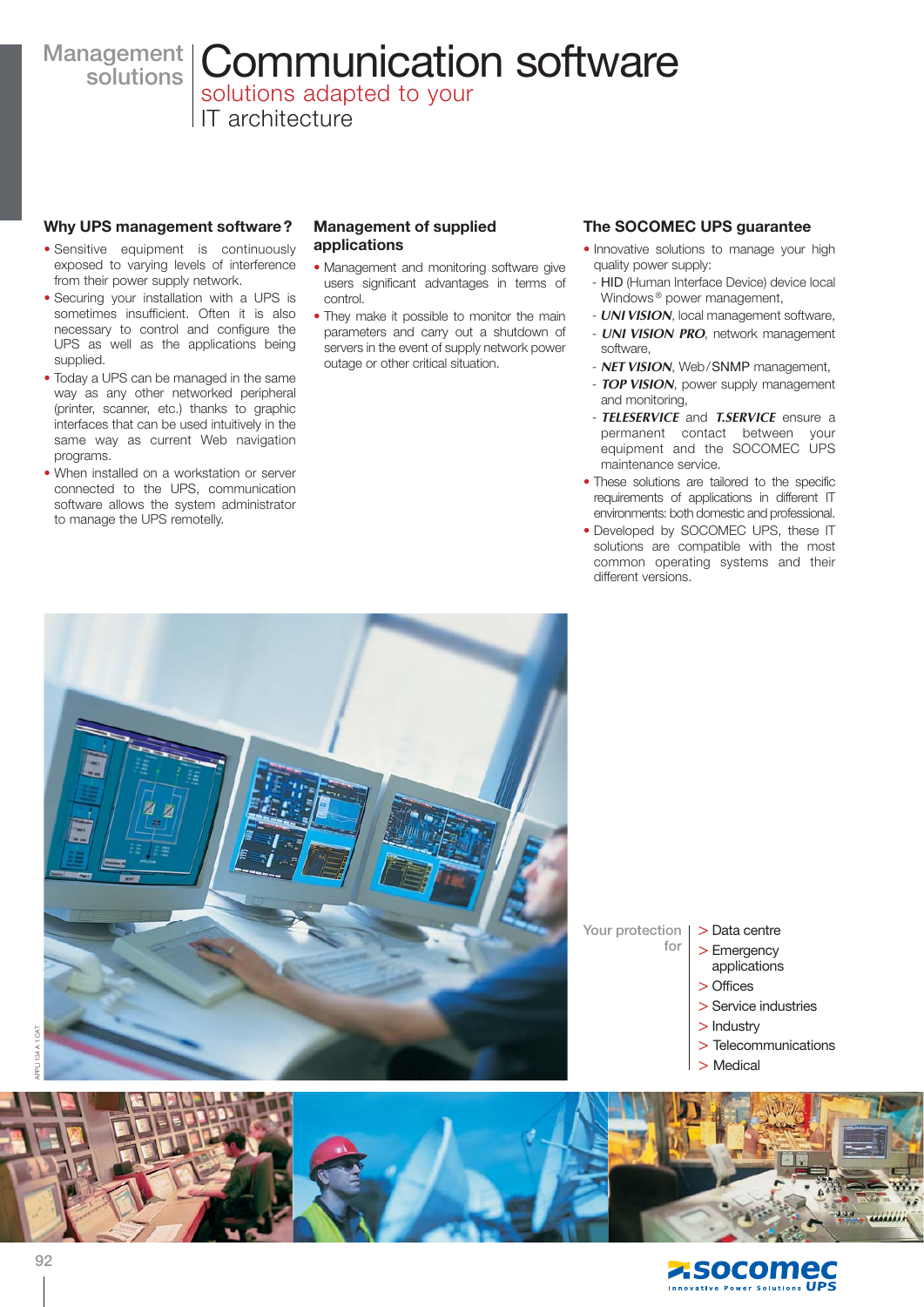Management solutions

# Communication software

## solutions adapted to your IT architecture

### Why UPS management software?

- Sensitive equipment is continuously exposed to varying levels of interference from their power supply network.
- Securing your installation with a UPS is sometimes insufficient. Often it is also necessary to control and configure the UPS as well as the applications being supplied.
- Today a UPS can be managed in the same way as any other networked peripheral (printer, scanner, etc.) thanks to graphic interfaces that can be used intuitively in the same way as current Web navigation programs.
- When installed on a workstation or server connected to the UPS, communication software allows the system administrator to manage the UPS remotelly.

### Management of supplied applications

- Management and monitoring software give users significant advantages in terms of control.
- They make it possible to monitor the main parameters and carry out a shutdown of servers in the event of supply network power outage or other critical situation.

### The SOCOMEC UPS guarantee

- Innovative solutions to manage your high quality power supply:
  - HID (Human Interface Device) device local Windows® power management,
  - ***UNI VISION***, local management software,
  - ***UNI VISION PRO***, network management software,
  - ***NET VISION***, Web/SNMP management,
  - ***TOP VISION***, power supply management and monitoring,
  - ***TELESERVICE*** and ***T.SERVICE*** ensure a permanent contact between your equipment and the SOCOMEC UPS maintenance service.
- These solutions are tailored to the specific requirements of applications in different IT environments: both domestic and professional.
- Developed by SOCOMEC UPS, these IT solutions are compatible with the most common operating systems and their different versions.

Your protection for

- > Data centre
- > Emergency applications
- > Offices
- > Service industries
- > Industry
- > Telecommunications
- > Medical

APPLI 134 A 1 CAT

socomec Innovative Power Solutions UPS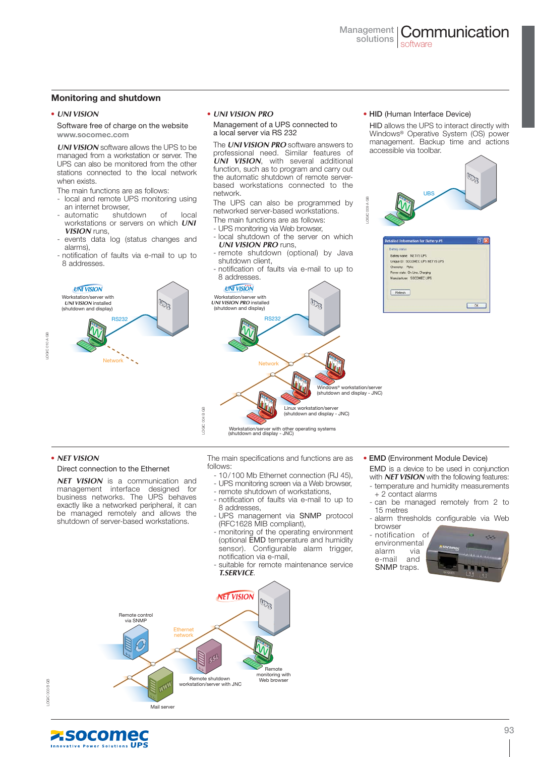## Monitoring and shutdown

- ***UNI VISION***

Software free of charge on the website **www.socomec.com**

***UNI VISION*** software allows the UPS to be managed from a workstation or server. The UPS can also be monitored from the other stations connected to the local network when exists.

The main functions are as follows:

- local and remote UPS monitoring using an internet browser,
- automatic shutdown of local workstations or servers on which ***UNI VISION*** runs,
- events data log (status changes and alarms),
- notification of faults via e-mail to up to 8 addresses.

*UNI VISION* — Workstation/server with *UNI VISION* installed (shutdown and display) — RS232 — Network

- ***UNI VISION PRO***

Management of a UPS connected to a local server via RS 232

The ***UNI VISION PRO*** software answers to professional need. Similar features of ***UNI VISION***, with several additional function, such as to program and carry out the automatic shutdown of remote server-based workstations connected to the network.

The UPS can also be programmed by networked server-based workstations.

The main functions are as follows:

- UPS monitoring via Web browser,
- local shutdown of the server on which ***UNI VISION PRO*** runs,
- remote shutdown (optional) by Java shutdown client,
- notification of faults via e-mail to up to 8 addresses.

*UNI VISION* — Workstation/server with *UNI VISION PRO* installed (shutdown and display) — RS232 — Network — Windows® workstation/server (shutdown and display - JNC) — Linux workstation/server (shutdown and display - JNC) — Workstation/server with other operating systems (shutdown and display - JNC)

- HID (Human Interface Device)

HID allows the UPS to interact directly with Windows® Operative System (OS) power management. Backup time and actions accessible via toolbar.

UBS

- ***NET VISION***

Direct connection to the Ethernet

***NET VISION*** is a communication and management interface designed for business networks. The UPS behaves exactly like a networked peripheral, it can be managed remotely and allows the shutdown of server-based workstations.

The main specifications and functions are as follows:

- 10/100 Mb Ethernet connection (RJ 45),
- UPS monitoring screen via a Web browser,
- remote shutdown of workstations,
- notification of faults via e-mail to up to 8 addresses,
- UPS management via SNMP protocol (RFC1628 MIB compliant),
- monitoring of the operating environment (optional EMD temperature and humidity sensor). Configurable alarm trigger, notification via e-mail,
- suitable for remote maintenance service ***T.SERVICE***.

*NET VISION* — Remote control via SNMP — Ethernet network — Remote shutdown workstation/server with JNC — Remote monitoring with Web browser — Mail server

- EMD (Environment Module Device)

EMD is a device to be used in conjunction with ***NET VISION*** with the following features:

- temperature and humidity measurements + 2 contact alarms
- can be managed remotely from 2 to 15 metres
- alarm thresholds configurable via Web browser
- notification of environmental alarm via e-mail and SNMP traps.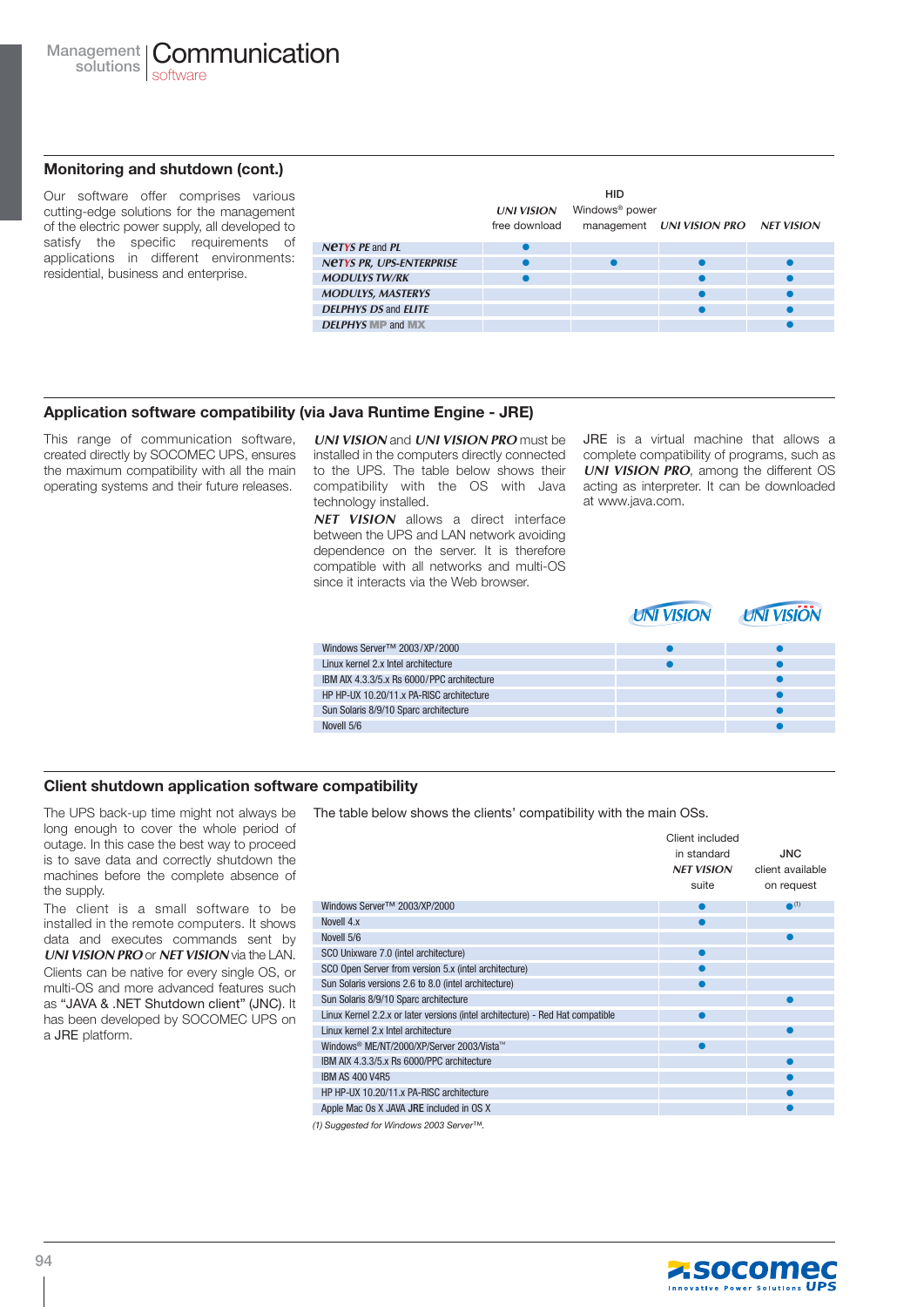# Communication software

## Monitoring and shutdown (cont.)

Our software offer comprises various cutting-edge solutions for the management of the electric power supply, all developed to satisfy the specific requirements of applications in different environments: residential, business and enterprise.

| | *UNI VISION* free download | HID Windows® power management | *UNI VISION PRO* | *NET VISION* |
|---|---|---|---|---|
| *NETYS PE* and *PL* | ● | | | |
| *NETYS PR, UPS-ENTERPRISE* | ● | ● | ● | ● |
| *MODULYS TW/RK* | ● | | ● | ● |
| *MODULYS, MASTERYS* | | | ● | ● |
| *DELPHYS DS* and *ELITE* | | | ● | ● |
| *DELPHYS MP* and *MX* | | | | ● |

## Application software compatibility (via Java Runtime Engine - JRE)

This range of communication software, created directly by SOCOMEC UPS, ensures the maximum compatibility with all the main operating systems and their future releases.

***UNI VISION*** and ***UNI VISION PRO*** must be installed in the computers directly connected to the UPS. The table below shows their compatibility with the OS with Java technology installed.

***NET VISION*** allows a direct interface between the UPS and LAN network avoiding dependence on the server. It is therefore compatible with all networks and multi-OS since it interacts via the Web browser.

JRE is a virtual machine that allows a complete compatibility of programs, such as ***UNI VISION PRO***, among the different OS acting as interpreter. It can be downloaded at www.java.com.

| | UNI VISION | UNI VISION PRO |
|---|---|---|
| Windows Server™ 2003/XP/2000 | ● | ● |
| Linux kernel 2.x Intel architecture | ● | ● |
| IBM AIX 4.3.3/5.x Rs 6000/PPC architecture | | ● |
| HP HP-UX 10.20/11.x PA-RISC architecture | | ● |
| Sun Solaris 8/9/10 Sparc architecture | | ● |
| Novell 5/6 | | ● |

## Client shutdown application software compatibility

The UPS back-up time might not always be long enough to cover the whole period of outage. In this case the best way to proceed is to save data and correctly shutdown the machines before the complete absence of the supply.

The client is a small software to be installed in the remote computers. It shows data and executes commands sent by ***UNI VISION PRO*** or ***NET VISION*** via the LAN. Clients can be native for every single OS, or multi-OS and more advanced features such as "JAVA & .NET Shutdown client" (JNC). It has been developed by SOCOMEC UPS on a JRE platform.

The table below shows the clients' compatibility with the main OSs.

| | Client included in standard *NET VISION* suite | JNC client available on request |
|---|---|---|
| Windows Server™ 2003/XP/2000 | ● | ● (1) |
| Novell 4.x | ● | |
| Novell 5/6 | | ● |
| SCO Unixware 7.0 (intel architecture) | ● | |
| SCO Open Server from version 5.x (intel architecture) | ● | |
| Sun Solaris versions 2.6 to 8.0 (intel architecture) | ● | |
| Sun Solaris 8/9/10 Sparc architecture | | ● |
| Linux Kernel 2.2.x or later versions (intel architecture) - Red Hat compatible | ● | |
| Linux kernel 2.x Intel architecture | | ● |
| Windows® ME/NT/2000/XP/Server 2003/Vista™ | ● | |
| IBM AIX 4.3.3/5.x Rs 6000/PPC architecture | | ● |
| IBM AS 400 V4R5 | | ● |
| HP HP-UX 10.20/11.x PA-RISC architecture | | ● |
| Apple Mac Os X JAVA **JRE** included in OS X | | ● |

*(1) Suggested for Windows 2003 Server™.*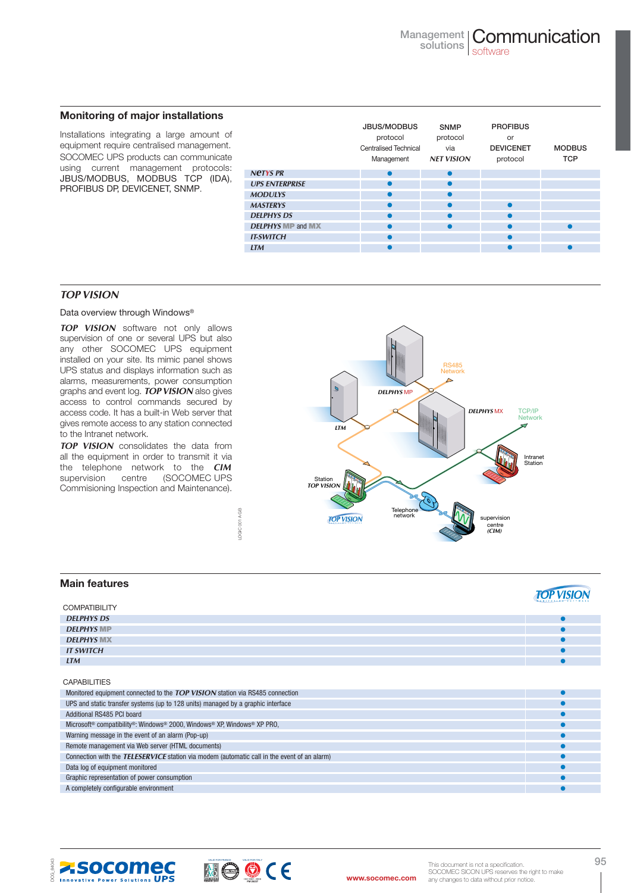## Monitoring of major installations

Installations integrating a large amount of equipment require centralised management. SOCOMEC UPS products can communicate using current management protocols: JBUS/MODBUS, MODBUS TCP (IDA), PROFIBUS DP, DEVICENET, SNMP.

| | JBUS/MODBUS protocol Centralised Technical Management | SNMP protocol via *NET VISION* | PROFIBUS or DEVICENET protocol | MODBUS TCP |
|---|---|---|---|---|
| *NETYS PR* | ● | ● | | |
| *UPS ENTERPRISE* | ● | ● | | |
| *MODULYS* | ● | ● | | |
| *MASTERYS* | ● | ● | ● | |
| *DELPHYS DS* | ● | ● | ● | |
| *DELPHYS MP and MX* | ● | ● | ● | ● |
| *IT-SWITCH* | ● | | ● | |
| *LTM* | ● | | ● | ● |

## *TOP VISION*

Data overview through Windows®

***TOP VISION*** software not only allows supervision of one or several UPS but also any other SOCOMEC UPS equipment installed on your site. Its mimic panel shows UPS status and displays information such as alarms, measurements, power consumption graphs and event log. ***TOP VISION*** also gives access to control commands secured by access code. It has a built-in Web server that gives remote access to any station connected to the Intranet network.

***TOP VISION*** consolidates the data from all the equipment in order to transmit it via the telephone network to the ***CIM*** supervision centre (SOCOMEC UPS Commisioning Inspection and Maintenance).

RS485 Network
DELPHYS MP
DELPHYS MX
TCP/IP Network
LTM
Intranet Station
Station TOP VISION
TOP VISION
Telephone network
supervision centre (CIM)

## Main features

COMPATIBILITY

| | TOP VISION |
|---|---|
| *DELPHYS DS* | ● |
| *DELPHYS MP* | ● |
| *DELPHYS MX* | ● |
| *IT SWITCH* | ● |
| *LTM* | ● |

CAPABILITIES

| | |
|---|---|
| Monitored equipment connected to the ***TOP VISION*** station via RS485 connection | ● |
| UPS and static transfer systems (up to 128 units) managed by a graphic interface | ● |
| Additional RS485 PCI board | ● |
| Microsoft® compatibility®: Windows® 2000, Windows® XP, Windows® XP PRO, | ● |
| Warning message in the event of an alarm (Pop-up) | ● |
| Remote management via Web server (HTML documents) | ● |
| Connection with the ***TELESERVICE*** station via modem (automatic call in the event of an alarm) | ● |
| Data log of equipment monitored | ● |
| Graphic representation of power consumption | ● |
| A completely configurable environment | ● |

www.socomec.com

This document is not a specification. SOCOMEC SICON UPS reserves the right to make any changes to data without prior notice.